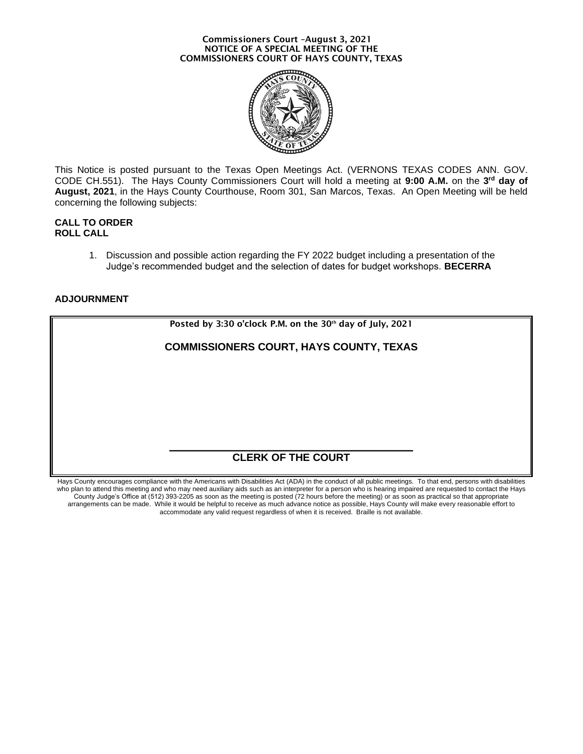**Commissioners Court –August 3, 2021**
**NOTICE OF A SPECIAL MEETING OF THE**
**COMMISSIONERS COURT OF HAYS COUNTY, TEXAS**

This Notice is posted pursuant to the Texas Open Meetings Act. (VERNONS TEXAS CODES ANN. GOV. CODE CH.551). The Hays County Commissioners Court will hold a meeting at **9:00 A.M.** on the **3rd day of August, 2021**, in the Hays County Courthouse, Room 301, San Marcos, Texas. An Open Meeting will be held concerning the following subjects:

**CALL TO ORDER**
**ROLL CALL**

1. Discussion and possible action regarding the FY 2022 budget including a presentation of the Judge's recommended budget and the selection of dates for budget workshops. **BECERRA**

**ADJOURNMENT**

**Posted by 3:30 o'clock P.M. on the 30th day of July, 2021**

**COMMISSIONERS COURT, HAYS COUNTY, TEXAS**

\_\_\_\_\_\_\_\_\_\_\_\_\_\_\_\_\_\_\_\_\_\_\_\_\_\_\_\_\_\_\_\_\_\_\_\_\_\_\_\_
**CLERK OF THE COURT**

Hays County encourages compliance with the Americans with Disabilities Act (ADA) in the conduct of all public meetings. To that end, persons with disabilities who plan to attend this meeting and who may need auxiliary aids such as an interpreter for a person who is hearing impaired are requested to contact the Hays County Judge's Office at (512) 393-2205 as soon as the meeting is posted (72 hours before the meeting) or as soon as practical so that appropriate arrangements can be made. While it would be helpful to receive as much advance notice as possible, Hays County will make every reasonable effort to accommodate any valid request regardless of when it is received. Braille is not available.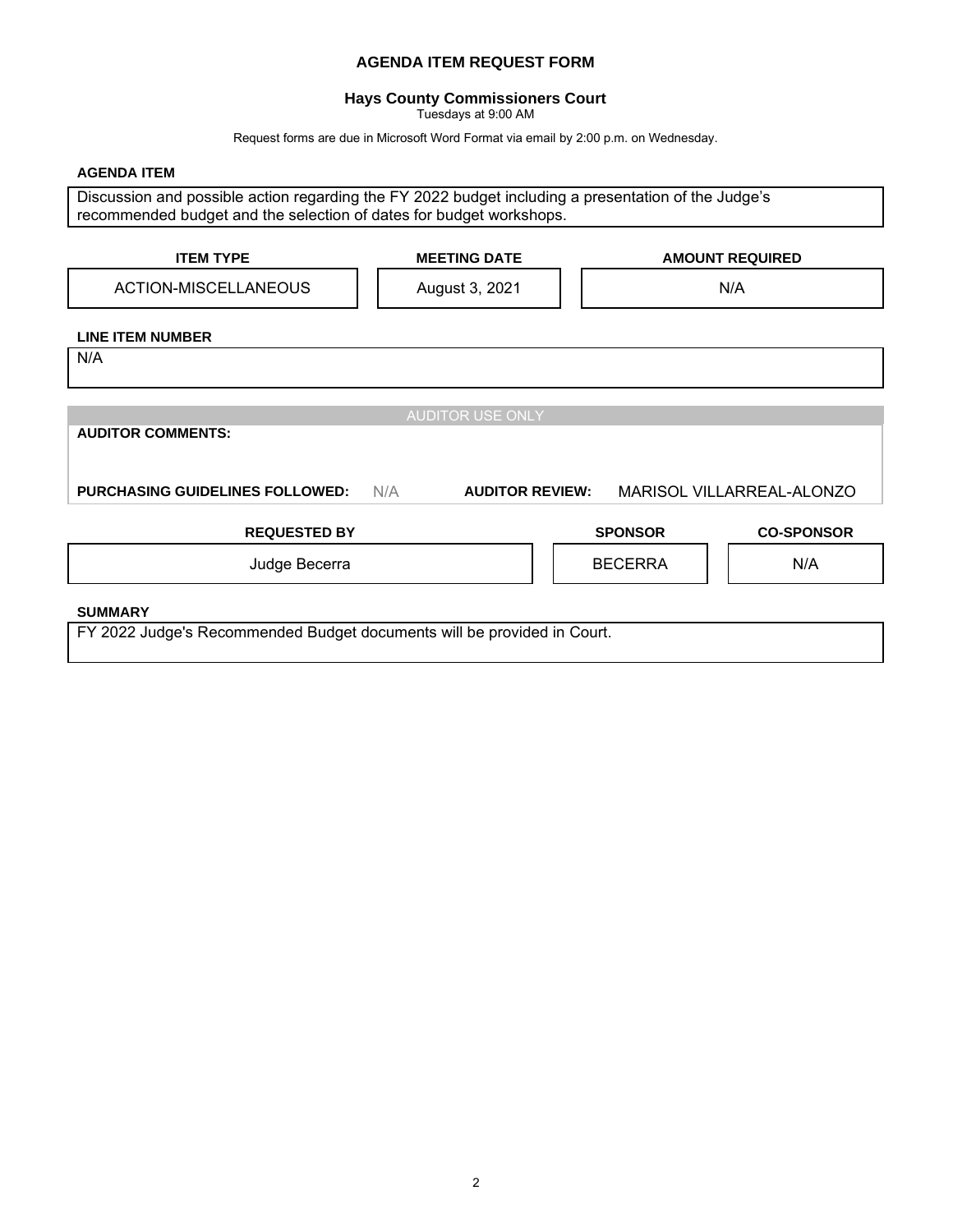# AGENDA ITEM REQUEST FORM

## Hays County Commissioners Court

Tuesdays at 9:00 AM

Request forms are due in Microsoft Word Format via email by 2:00 p.m. on Wednesday.

**AGENDA ITEM**

Discussion and possible action regarding the FY 2022 budget including a presentation of the Judge's recommended budget and the selection of dates for budget workshops.

| ITEM TYPE | MEETING DATE | AMOUNT REQUIRED |
| --- | --- | --- |
| ACTION-MISCELLANEOUS | August 3, 2021 | N/A |

**LINE ITEM NUMBER**

N/A

AUDITOR USE ONLY

**AUDITOR COMMENTS:**

**PURCHASING GUIDELINES FOLLOWED:** N/A **AUDITOR REVIEW:** MARISOL VILLARREAL-ALONZO

| REQUESTED BY | SPONSOR | CO-SPONSOR |
| --- | --- | --- |
| Judge Becerra | BECERRA | N/A |

**SUMMARY**

FY 2022 Judge's Recommended Budget documents will be provided in Court.